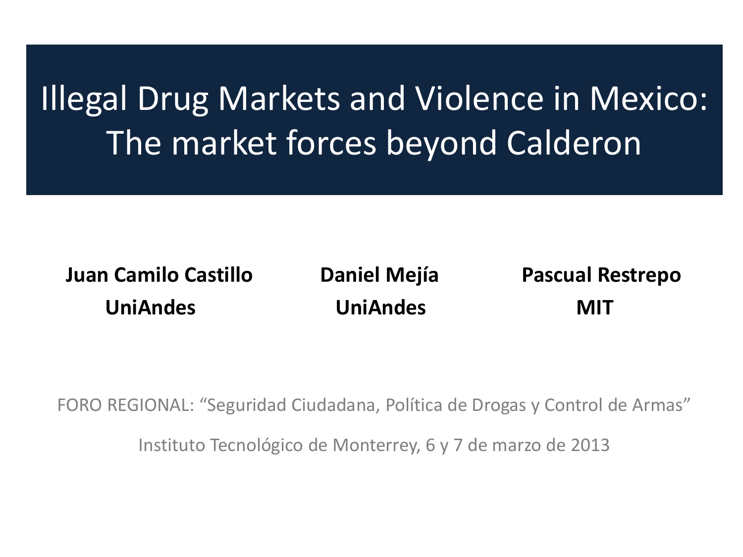# Illegal Drug Markets and Violence in Mexico: The market forces beyond Calderon

**Juan Camilo Castillo**
**UniAndes**

**Daniel Mejía**
**UniAndes**

**Pascual Restrepo**
**MIT**

FORO REGIONAL: "Seguridad Ciudadana, Política de Drogas y Control de Armas"

Instituto Tecnológico de Monterrey, 6 y 7 de marzo de 2013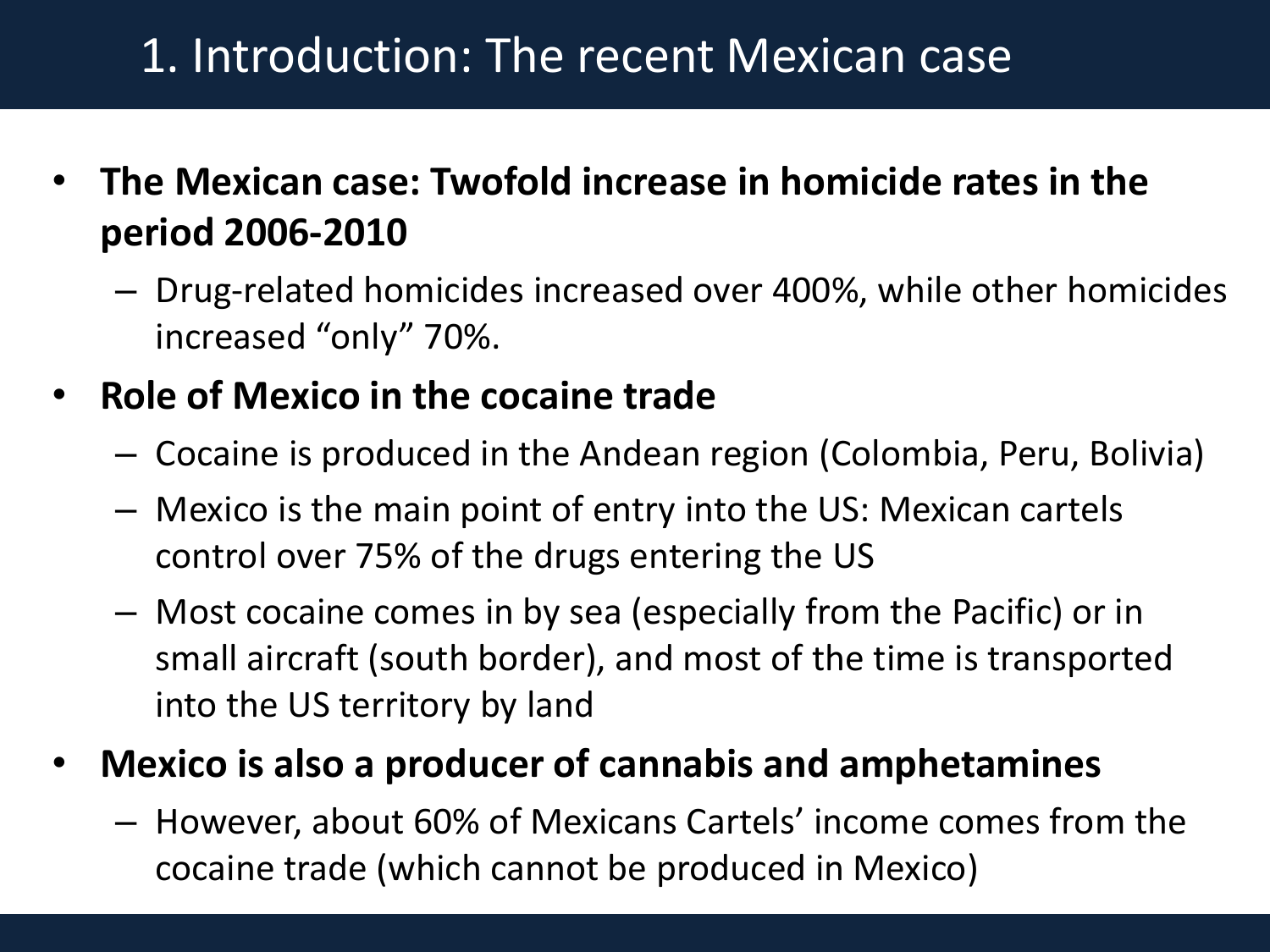# 1. Introduction: The recent Mexican case

- **The Mexican case: Twofold increase in homicide rates in the period 2006-2010**
  - Drug-related homicides increased over 400%, while other homicides increased "only" 70%.
- **Role of Mexico in the cocaine trade**
  - Cocaine is produced in the Andean region (Colombia, Peru, Bolivia)
  - Mexico is the main point of entry into the US: Mexican cartels control over 75% of the drugs entering the US
  - Most cocaine comes in by sea (especially from the Pacific) or in small aircraft (south border), and most of the time is transported into the US territory by land
- **Mexico is also a producer of cannabis and amphetamines**
  - However, about 60% of Mexicans Cartels' income comes from the cocaine trade (which cannot be produced in Mexico)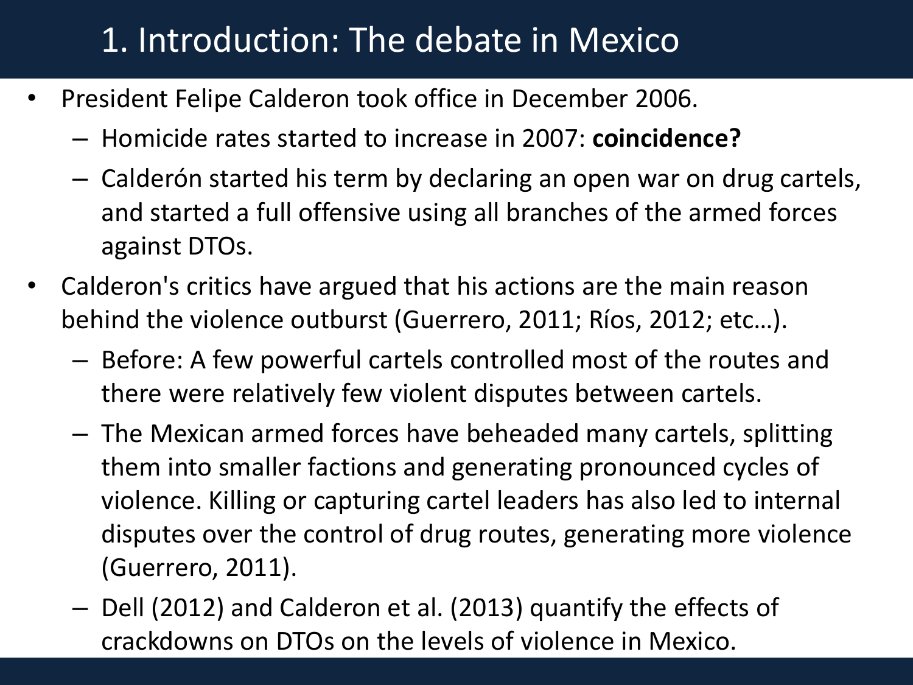# 1. Introduction: The debate in Mexico

- President Felipe Calderon took office in December 2006.
  - Homicide rates started to increase in 2007: **coincidence?**
  - Calderón started his term by declaring an open war on drug cartels, and started a full offensive using all branches of the armed forces against DTOs.
- Calderon's critics have argued that his actions are the main reason behind the violence outburst (Guerrero, 2011; Ríos, 2012; etc…).
  - Before: A few powerful cartels controlled most of the routes and there were relatively few violent disputes between cartels.
  - The Mexican armed forces have beheaded many cartels, splitting them into smaller factions and generating pronounced cycles of violence. Killing or capturing cartel leaders has also led to internal disputes over the control of drug routes, generating more violence (Guerrero, 2011).
  - Dell (2012) and Calderon et al. (2013) quantify the effects of crackdowns on DTOs on the levels of violence in Mexico.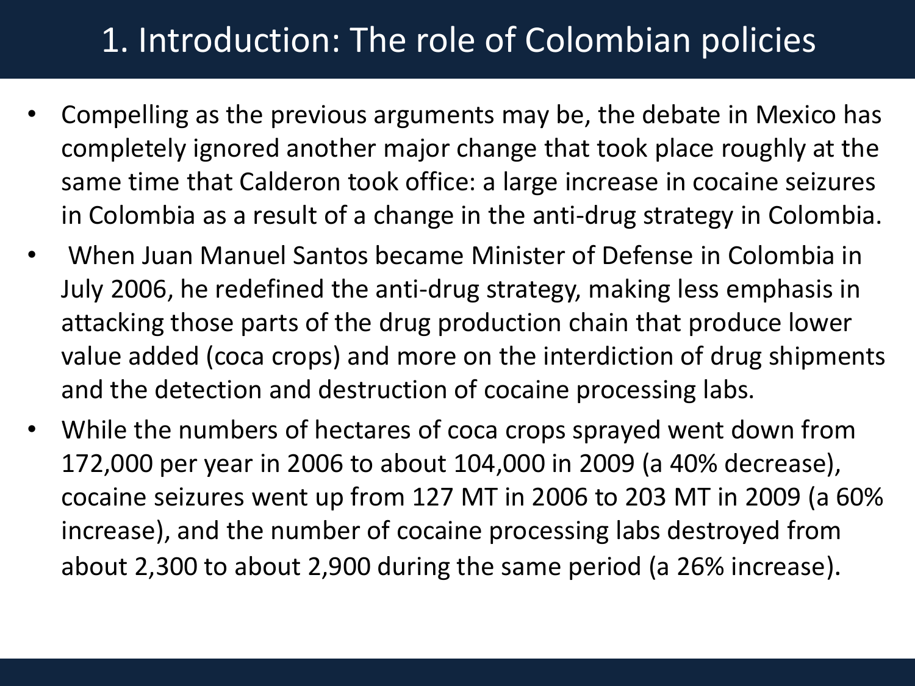# 1. Introduction: The role of Colombian policies

- Compelling as the previous arguments may be, the debate in Mexico has completely ignored another major change that took place roughly at the same time that Calderon took office: a large increase in cocaine seizures in Colombia as a result of a change in the anti-drug strategy in Colombia.
- When Juan Manuel Santos became Minister of Defense in Colombia in July 2006, he redefined the anti-drug strategy, making less emphasis in attacking those parts of the drug production chain that produce lower value added (coca crops) and more on the interdiction of drug shipments and the detection and destruction of cocaine processing labs.
- While the numbers of hectares of coca crops sprayed went down from 172,000 per year in 2006 to about 104,000 in 2009 (a 40% decrease), cocaine seizures went up from 127 MT in 2006 to 203 MT in 2009 (a 60% increase), and the number of cocaine processing labs destroyed from about 2,300 to about 2,900 during the same period (a 26% increase).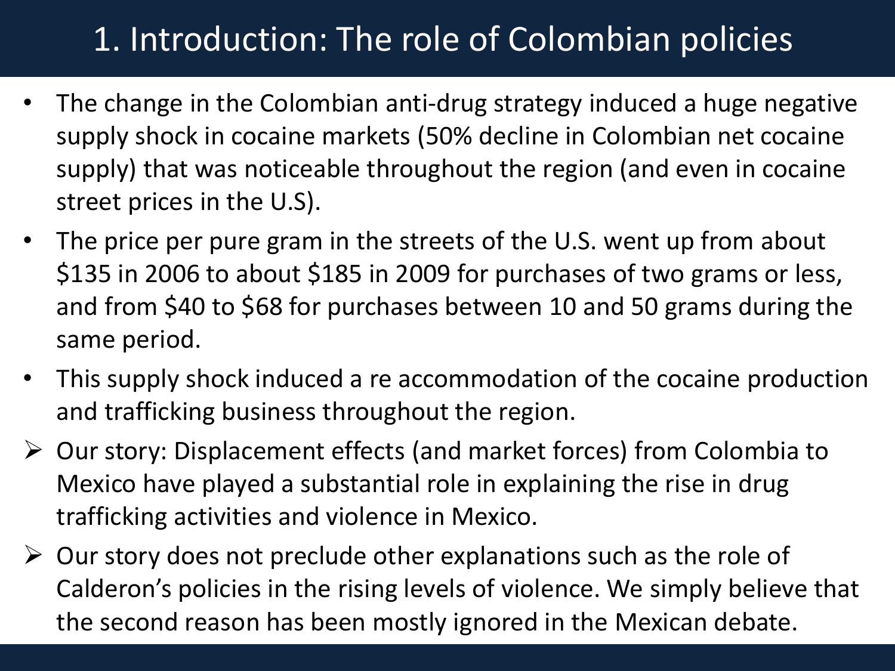# 1. Introduction: The role of Colombian policies

- The change in the Colombian anti-drug strategy induced a huge negative supply shock in cocaine markets (50% decline in Colombian net cocaine supply) that was noticeable throughout the region (and even in cocaine street prices in the U.S).
- The price per pure gram in the streets of the U.S. went up from about $135 in 2006 to about $185 in 2009 for purchases of two grams or less, and from $40 to $68 for purchases between 10 and 50 grams during the same period.
- This supply shock induced a re accommodation of the cocaine production and trafficking business throughout the region.

➢ Our story: Displacement effects (and market forces) from Colombia to Mexico have played a substantial role in explaining the rise in drug trafficking activities and violence in Mexico.

➢ Our story does not preclude other explanations such as the role of Calderon's policies in the rising levels of violence. We simply believe that the second reason has been mostly ignored in the Mexican debate.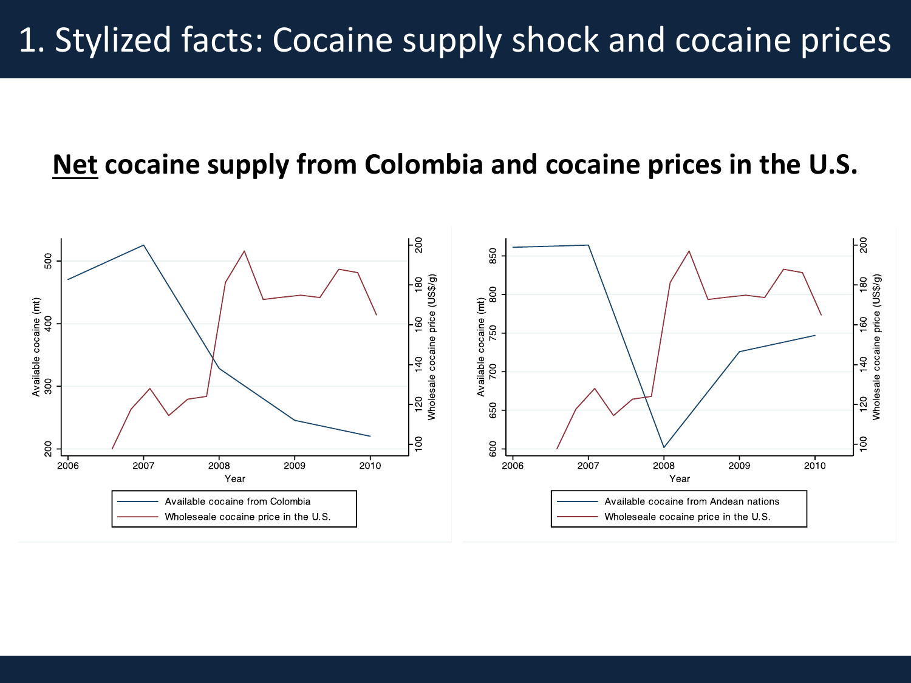# 1. Stylized facts: Cocaine supply shock and cocaine prices

## Net cocaine supply from Colombia and cocaine prices in the U.S.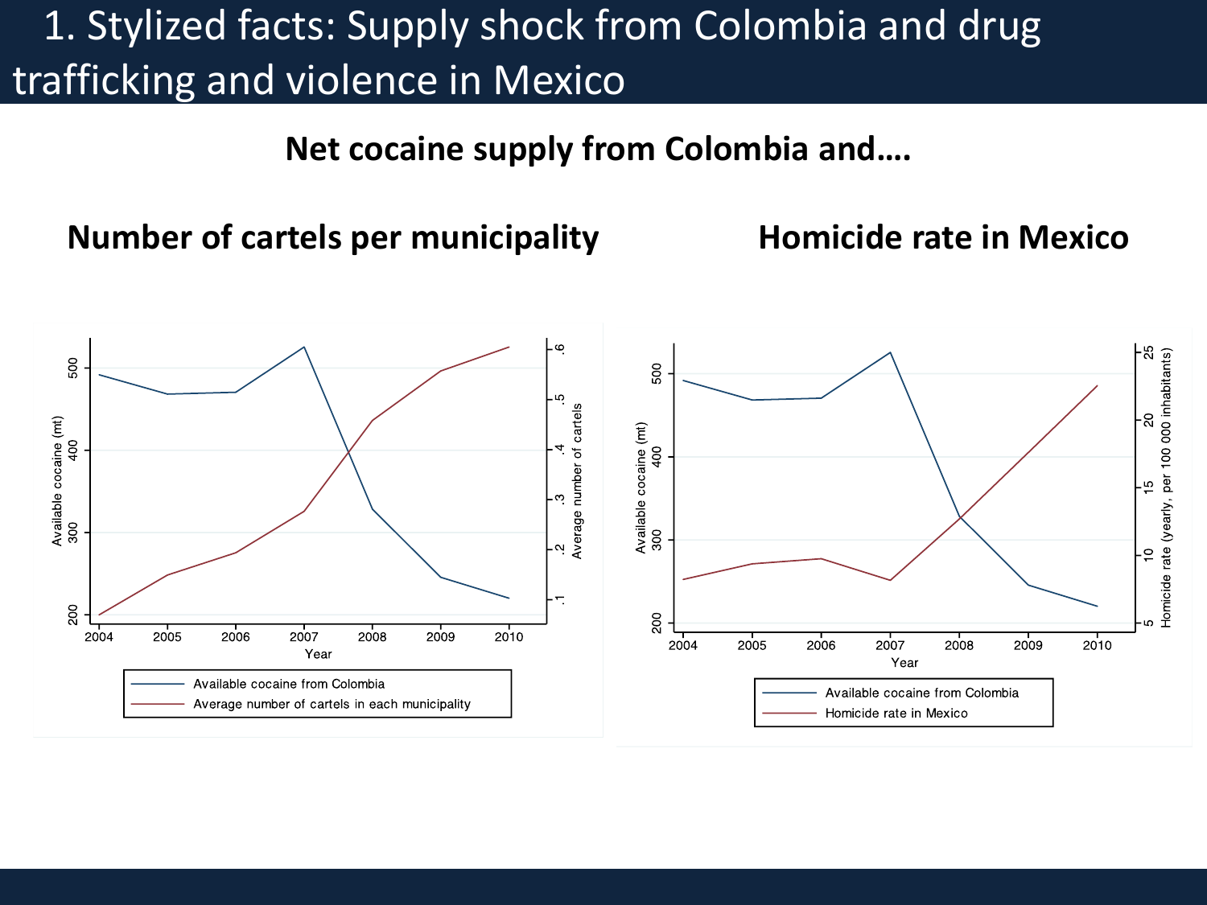# 1. Stylized facts: Supply shock from Colombia and drug trafficking and violence in Mexico

**Net cocaine supply from Colombia and….**

**Number of cartels per municipality**

**Homicide rate in Mexico**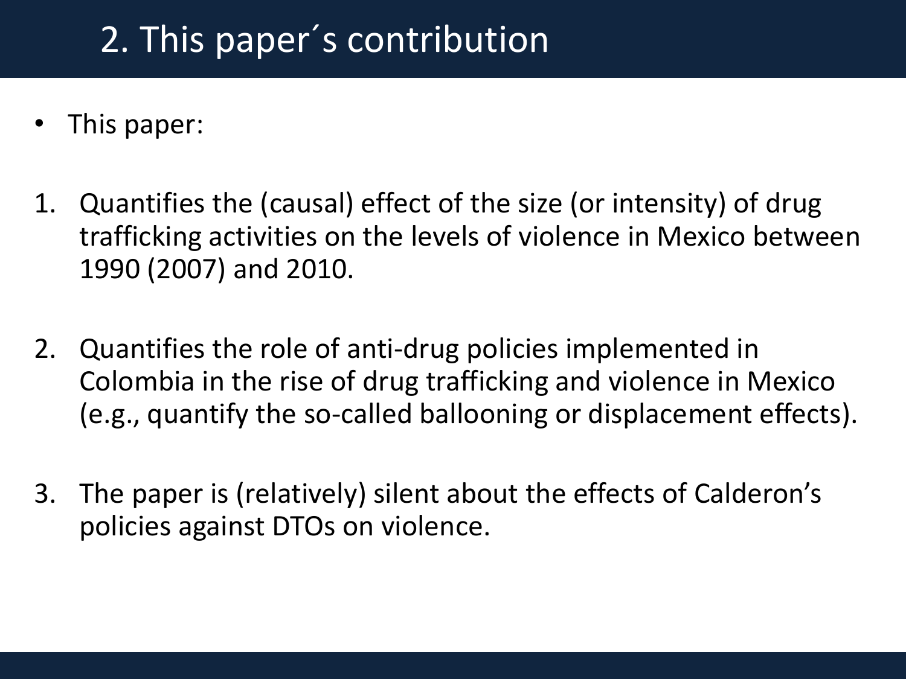# 2. This paper´s contribution

- This paper:

1. Quantifies the (causal) effect of the size (or intensity) of drug trafficking activities on the levels of violence in Mexico between 1990 (2007) and 2010.

2. Quantifies the role of anti-drug policies implemented in Colombia in the rise of drug trafficking and violence in Mexico (e.g., quantify the so-called ballooning or displacement effects).

3. The paper is (relatively) silent about the effects of Calderon's policies against DTOs on violence.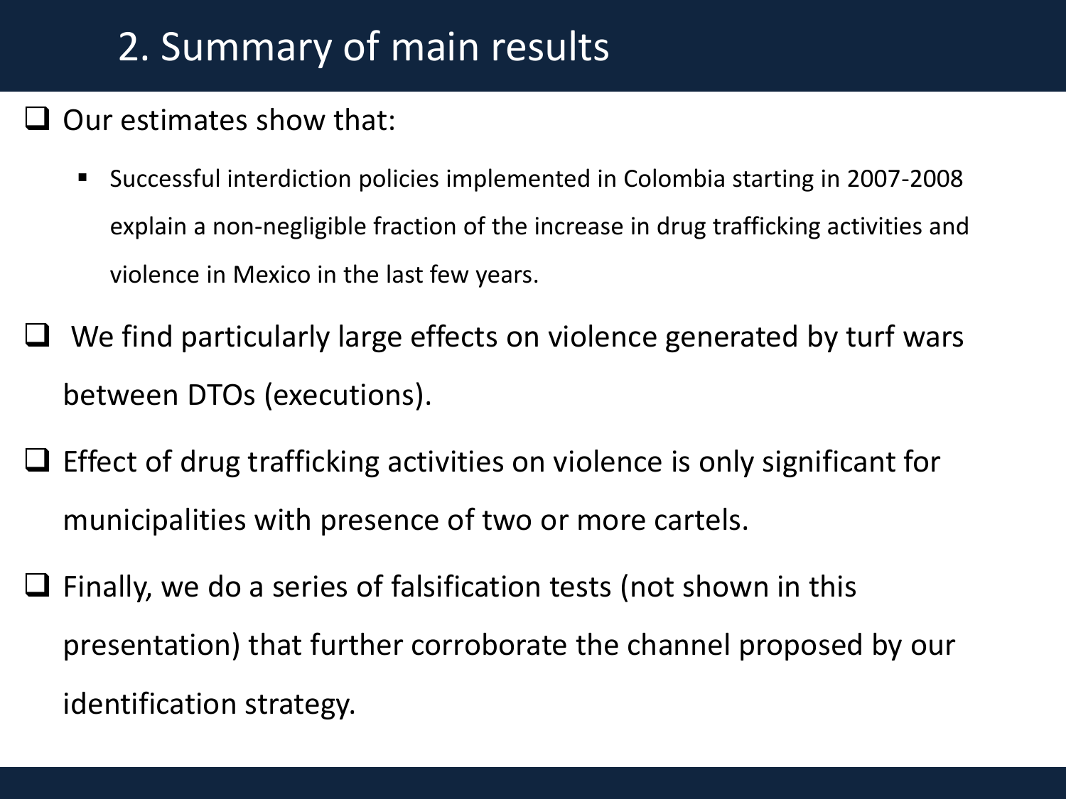## 2. Summary of main results

- Our estimates show that:
  - Successful interdiction policies implemented in Colombia starting in 2007-2008 explain a non-negligible fraction of the increase in drug trafficking activities and violence in Mexico in the last few years.
- We find particularly large effects on violence generated by turf wars between DTOs (executions).
- Effect of drug trafficking activities on violence is only significant for municipalities with presence of two or more cartels.
- Finally, we do a series of falsification tests (not shown in this presentation) that further corroborate the channel proposed by our identification strategy.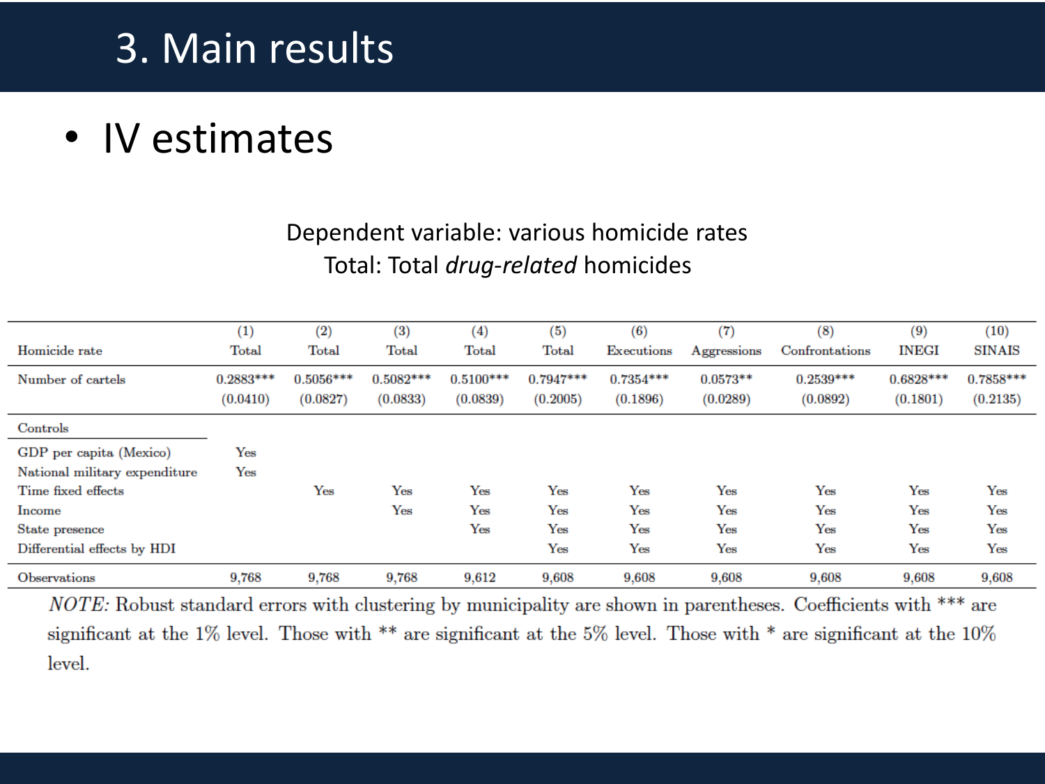# 3. Main results

- IV estimates

Dependent variable: various homicide rates
Total: Total *drug-related* homicides

| Homicide rate | (1) Total | (2) Total | (3) Total | (4) Total | (5) Total | (6) Executions | (7) Aggressions | (8) Confrontations | (9) INEGI | (10) SINAIS |
|---|---|---|---|---|---|---|---|---|---|---|
| Number of cartels | 0.2883*** | 0.5056*** | 0.5082*** | 0.5100*** | 0.7947*** | 0.7354*** | 0.0573** | 0.2539*** | 0.6828*** | 0.7858*** |
| | (0.0410) | (0.0827) | (0.0833) | (0.0839) | (0.2005) | (0.1896) | (0.0289) | (0.0892) | (0.1801) | (0.2135) |
| Controls | | | | | | | | | | |
| GDP per capita (Mexico) | Yes | | | | | | | | | |
| National military expenditure | Yes | | | | | | | | | |
| Time fixed effects | | Yes | Yes | Yes | Yes | Yes | Yes | Yes | Yes | Yes |
| Income | | | Yes | Yes | Yes | Yes | Yes | Yes | Yes | Yes |
| State presence | | | | Yes | Yes | Yes | Yes | Yes | Yes | Yes |
| Differential effects by HDI | | | | | Yes | Yes | Yes | Yes | Yes | Yes |
| Observations | 9,768 | 9,768 | 9,768 | 9,612 | 9,608 | 9,608 | 9,608 | 9,608 | 9,608 | 9,608 |

*NOTE:* Robust standard errors with clustering by municipality are shown in parentheses. Coefficients with *** are significant at the 1% level. Those with ** are significant at the 5% level. Those with * are significant at the 10% level.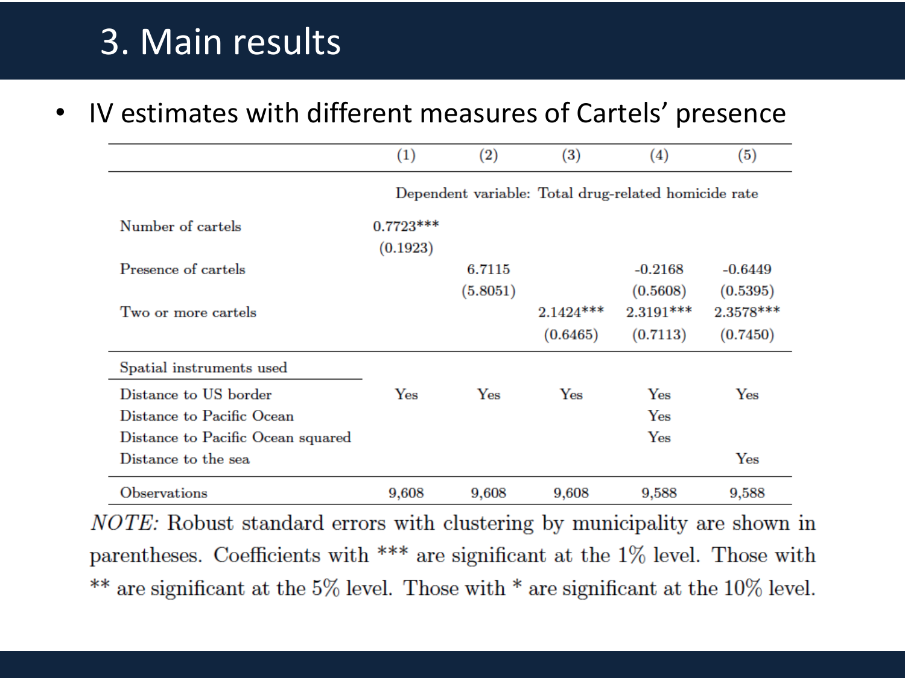# 3. Main results

- IV estimates with different measures of Cartels' presence

| | (1) | (2) | (3) | (4) | (5) |
|---|---|---|---|---|---|
| | Dependent variable: Total drug-related homicide rate | | | | |
| Number of cartels | 0.7723*** | | | | |
| | (0.1923) | | | | |
| Presence of cartels | | 6.7115 | | -0.2168 | -0.6449 |
| | | (5.8051) | | (0.5608) | (0.5395) |
| Two or more cartels | | | 2.1424*** | 2.3191*** | 2.3578*** |
| | | | (0.6465) | (0.7113) | (0.7450) |
| Spatial instruments used | | | | | |
| Distance to US border | Yes | Yes | Yes | Yes | Yes |
| Distance to Pacific Ocean | | | | Yes | |
| Distance to Pacific Ocean squared | | | | Yes | |
| Distance to the sea | | | | | Yes |
| Observations | 9,608 | 9,608 | 9,608 | 9,588 | 9,588 |

*NOTE:* Robust standard errors with clustering by municipality are shown in parentheses. Coefficients with *** are significant at the 1% level. Those with ** are significant at the 5% level. Those with * are significant at the 10% level.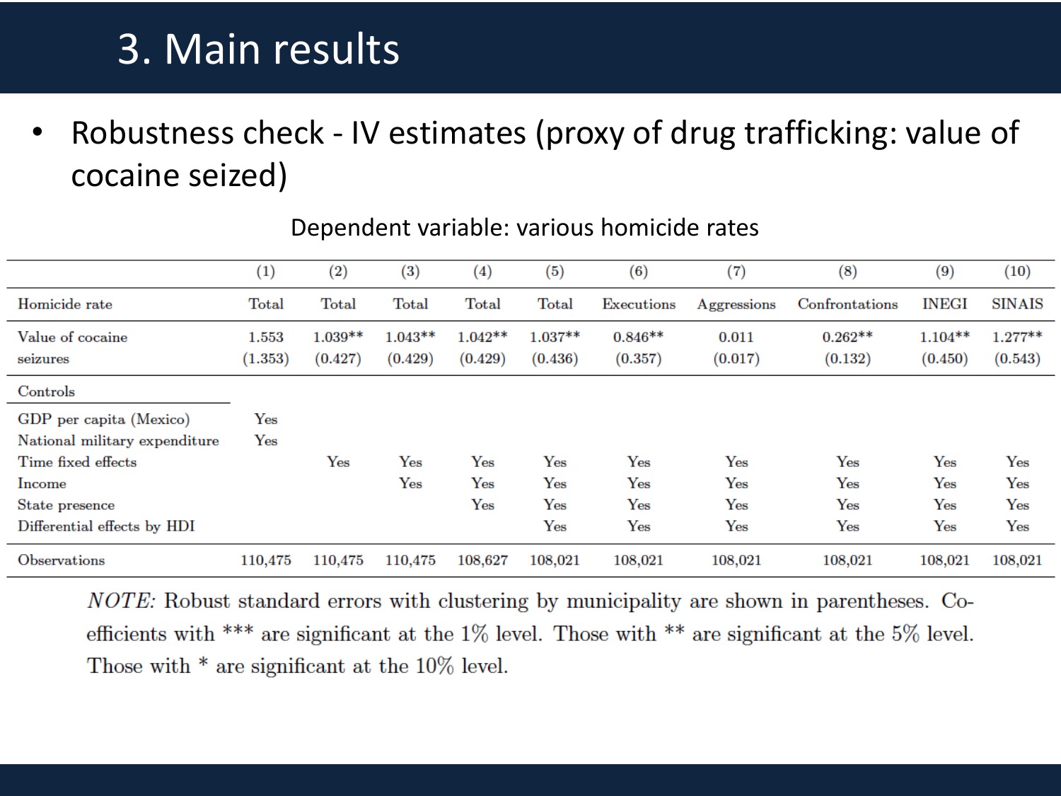# 3. Main results

- Robustness check - IV estimates (proxy of drug trafficking: value of cocaine seized)

Dependent variable: various homicide rates

| | (1) | (2) | (3) | (4) | (5) | (6) | (7) | (8) | (9) | (10) |
|---|---|---|---|---|---|---|---|---|---|---|
| Homicide rate | Total | Total | Total | Total | Total | Executions | Aggressions | Confrontations | INEGI | SINAIS |
| Value of cocaine seizures | 1.553 | 1.039** | 1.043** | 1.042** | 1.037** | 0.846** | 0.011 | 0.262** | 1.104** | 1.277** |
| | (1.353) | (0.427) | (0.429) | (0.429) | (0.436) | (0.357) | (0.017) | (0.132) | (0.450) | (0.543) |
| Controls | | | | | | | | | | |
| GDP per capita (Mexico) | Yes | | | | | | | | | |
| National military expenditure | Yes | | | | | | | | | |
| Time fixed effects | | Yes | Yes | Yes | Yes | Yes | Yes | Yes | Yes | Yes |
| Income | | | Yes | Yes | Yes | Yes | Yes | Yes | Yes | Yes |
| State presence | | | | Yes | Yes | Yes | Yes | Yes | Yes | Yes |
| Differential effects by HDI | | | | | Yes | Yes | Yes | Yes | Yes | Yes |
| Observations | 110,475 | 110,475 | 110,475 | 108,627 | 108,021 | 108,021 | 108,021 | 108,021 | 108,021 | 108,021 |

*NOTE:* Robust standard errors with clustering by municipality are shown in parentheses. Coefficients with *** are significant at the 1% level. Those with ** are significant at the 5% level. Those with * are significant at the 10% level.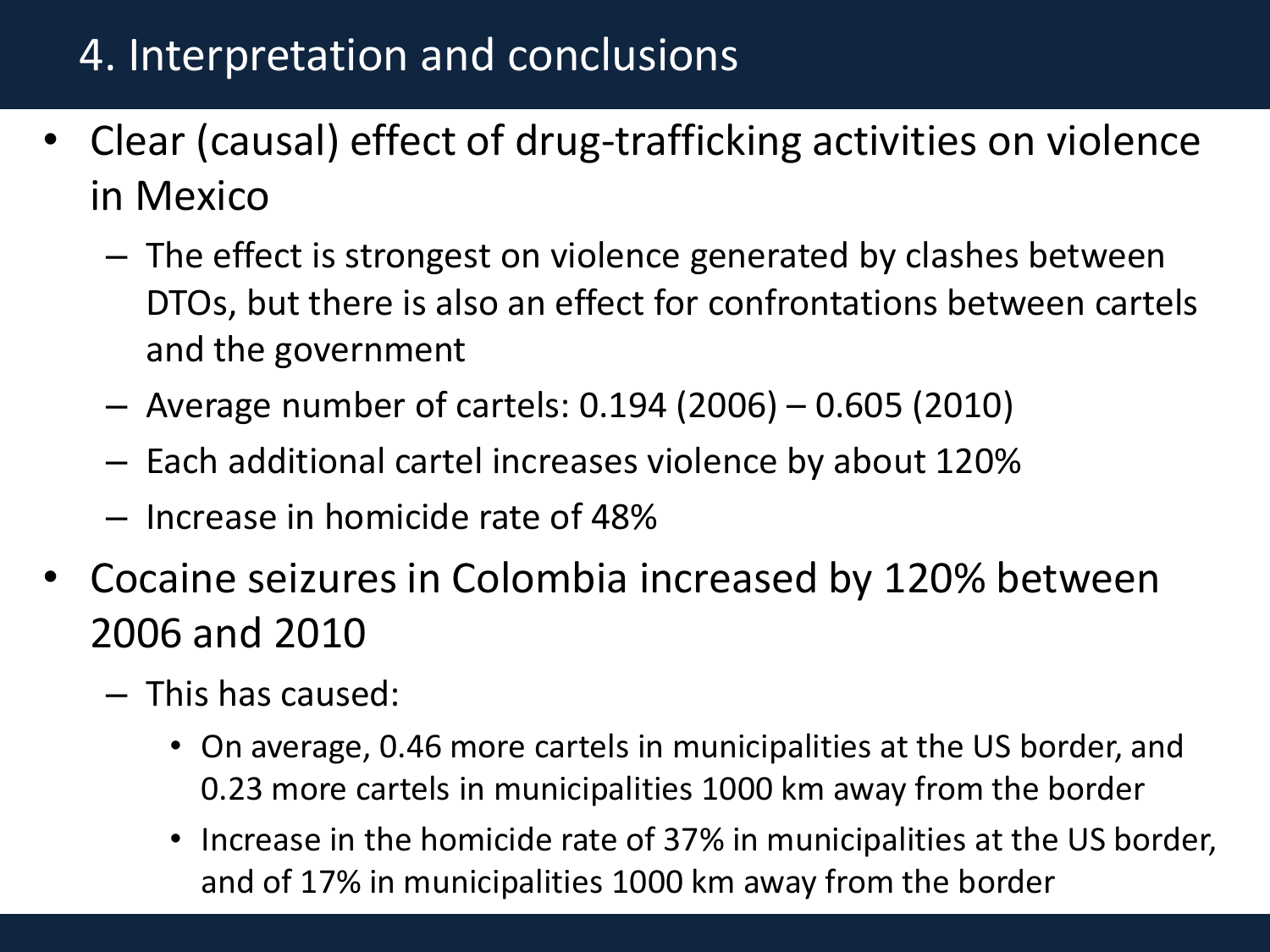# 4. Interpretation and conclusions

- Clear (causal) effect of drug-trafficking activities on violence in Mexico
  - The effect is strongest on violence generated by clashes between DTOs, but there is also an effect for confrontations between cartels and the government
  - Average number of cartels: 0.194 (2006) – 0.605 (2010)
  - Each additional cartel increases violence by about 120%
  - Increase in homicide rate of 48%
- Cocaine seizures in Colombia increased by 120% between 2006 and 2010
  - This has caused:
    - On average, 0.46 more cartels in municipalities at the US border, and 0.23 more cartels in municipalities 1000 km away from the border
    - Increase in the homicide rate of 37% in municipalities at the US border, and of 17% in municipalities 1000 km away from the border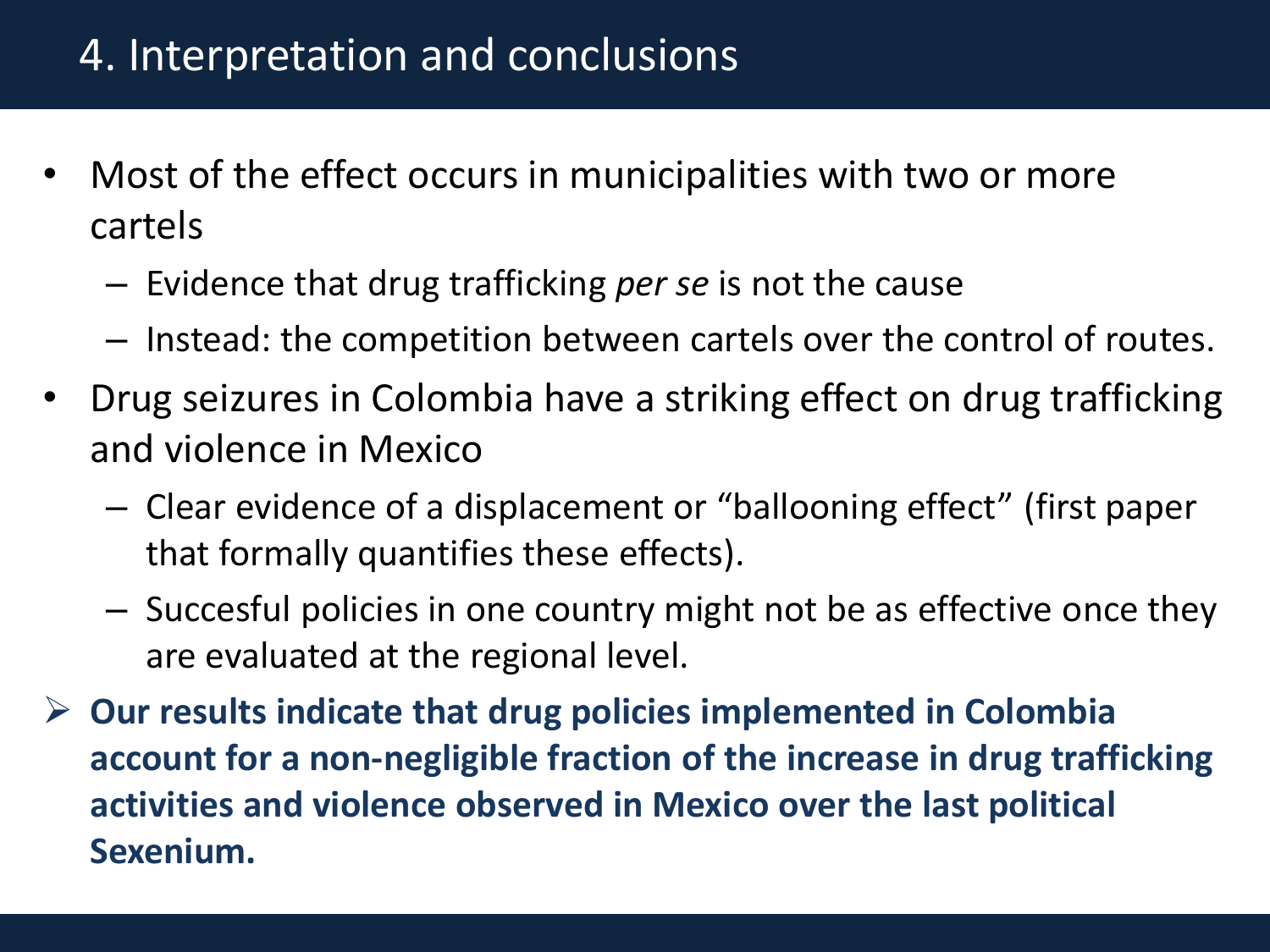# 4. Interpretation and conclusions

- Most of the effect occurs in municipalities with two or more cartels
  - Evidence that drug trafficking *per se* is not the cause
  - Instead: the competition between cartels over the control of routes.
- Drug seizures in Colombia have a striking effect on drug trafficking and violence in Mexico
  - Clear evidence of a displacement or "ballooning effect" (first paper that formally quantifies these effects).
  - Succesful policies in one country might not be as effective once they are evaluated at the regional level.

➢ **Our results indicate that drug policies implemented in Colombia account for a non-negligible fraction of the increase in drug trafficking activities and violence observed in Mexico over the last political Sexenium.**